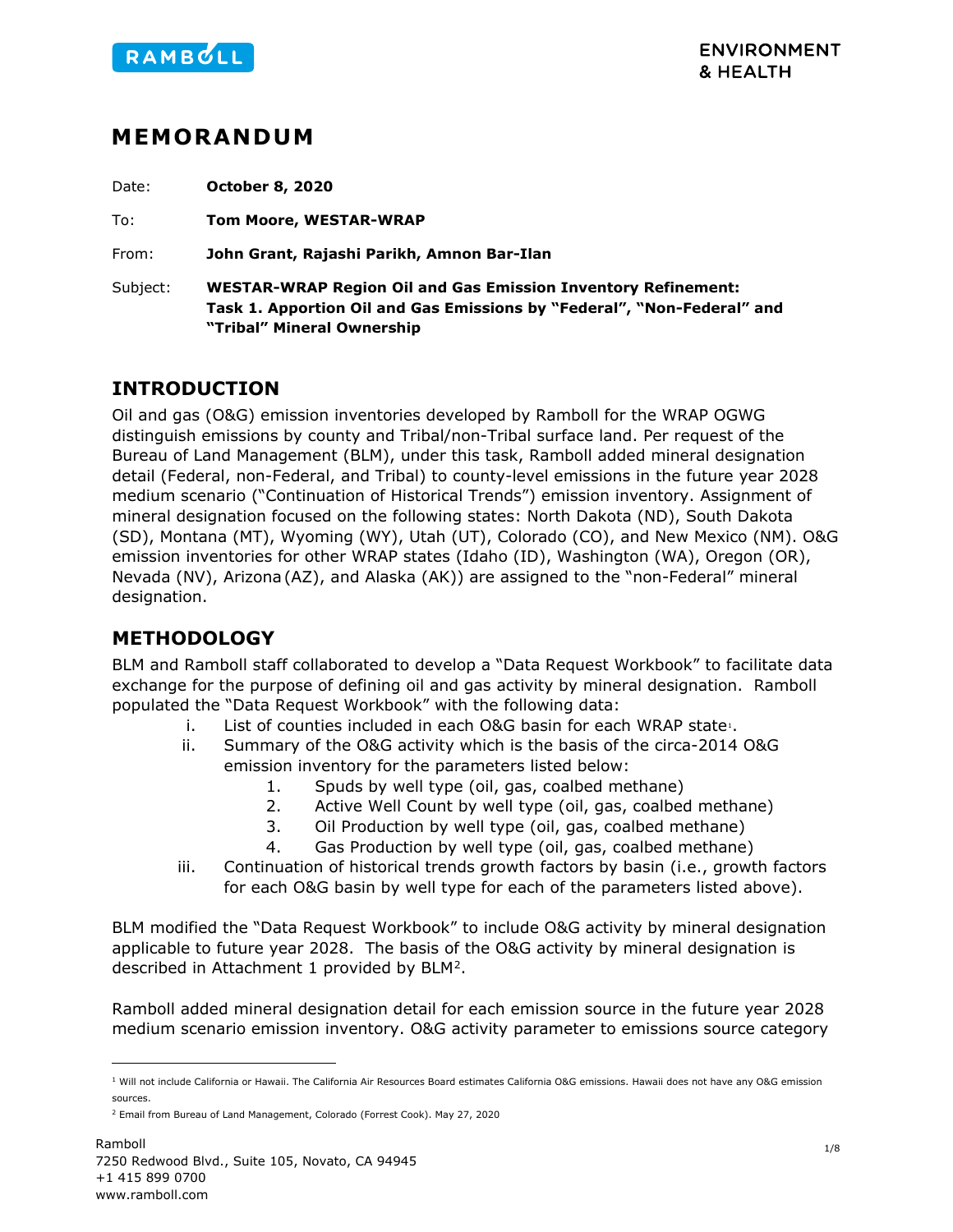RAMBOLL

ENVIRONMENT & HEALTH

# MEMORANDUM

Date: **October 8, 2020**

To: **Tom Moore, WESTAR-WRAP**

From: **John Grant, Rajashi Parikh, Amnon Bar-Ilan**

Subject: **WESTAR-WRAP Region Oil and Gas Emission Inventory Refinement: Task 1. Apportion Oil and Gas Emissions by "Federal", "Non-Federal" and "Tribal" Mineral Ownership**

## INTRODUCTION

Oil and gas (O&G) emission inventories developed by Ramboll for the WRAP OGWG distinguish emissions by county and Tribal/non-Tribal surface land. Per request of the Bureau of Land Management (BLM), under this task, Ramboll added mineral designation detail (Federal, non-Federal, and Tribal) to county-level emissions in the future year 2028 medium scenario ("Continuation of Historical Trends") emission inventory. Assignment of mineral designation focused on the following states: North Dakota (ND), South Dakota (SD), Montana (MT), Wyoming (WY), Utah (UT), Colorado (CO), and New Mexico (NM). O&G emission inventories for other WRAP states (Idaho (ID), Washington (WA), Oregon (OR), Nevada (NV), Arizona (AZ), and Alaska (AK)) are assigned to the "non-Federal" mineral designation.

## METHODOLOGY

BLM and Ramboll staff collaborated to develop a "Data Request Workbook" to facilitate data exchange for the purpose of defining oil and gas activity by mineral designation. Ramboll populated the "Data Request Workbook" with the following data:

i. List of counties included in each O&G basin for each WRAP state[1].
ii. Summary of the O&G activity which is the basis of the circa-2014 O&G emission inventory for the parameters listed below:
    1. Spuds by well type (oil, gas, coalbed methane)
    2. Active Well Count by well type (oil, gas, coalbed methane)
    3. Oil Production by well type (oil, gas, coalbed methane)
    4. Gas Production by well type (oil, gas, coalbed methane)
iii. Continuation of historical trends growth factors by basin (i.e., growth factors for each O&G basin by well type for each of the parameters listed above).

BLM modified the "Data Request Workbook" to include O&G activity by mineral designation applicable to future year 2028. The basis of the O&G activity by mineral designation is described in Attachment 1 provided by BLM[2].

Ramboll added mineral designation detail for each emission source in the future year 2028 medium scenario emission inventory. O&G activity parameter to emissions source category

[1] Will not include California or Hawaii. The California Air Resources Board estimates California O&G emissions. Hawaii does not have any O&G emission sources.

[2] Email from Bureau of Land Management, Colorado (Forrest Cook). May 27, 2020

Ramboll
7250 Redwood Blvd., Suite 105, Novato, CA 94945
+1 415 899 0700
www.ramboll.com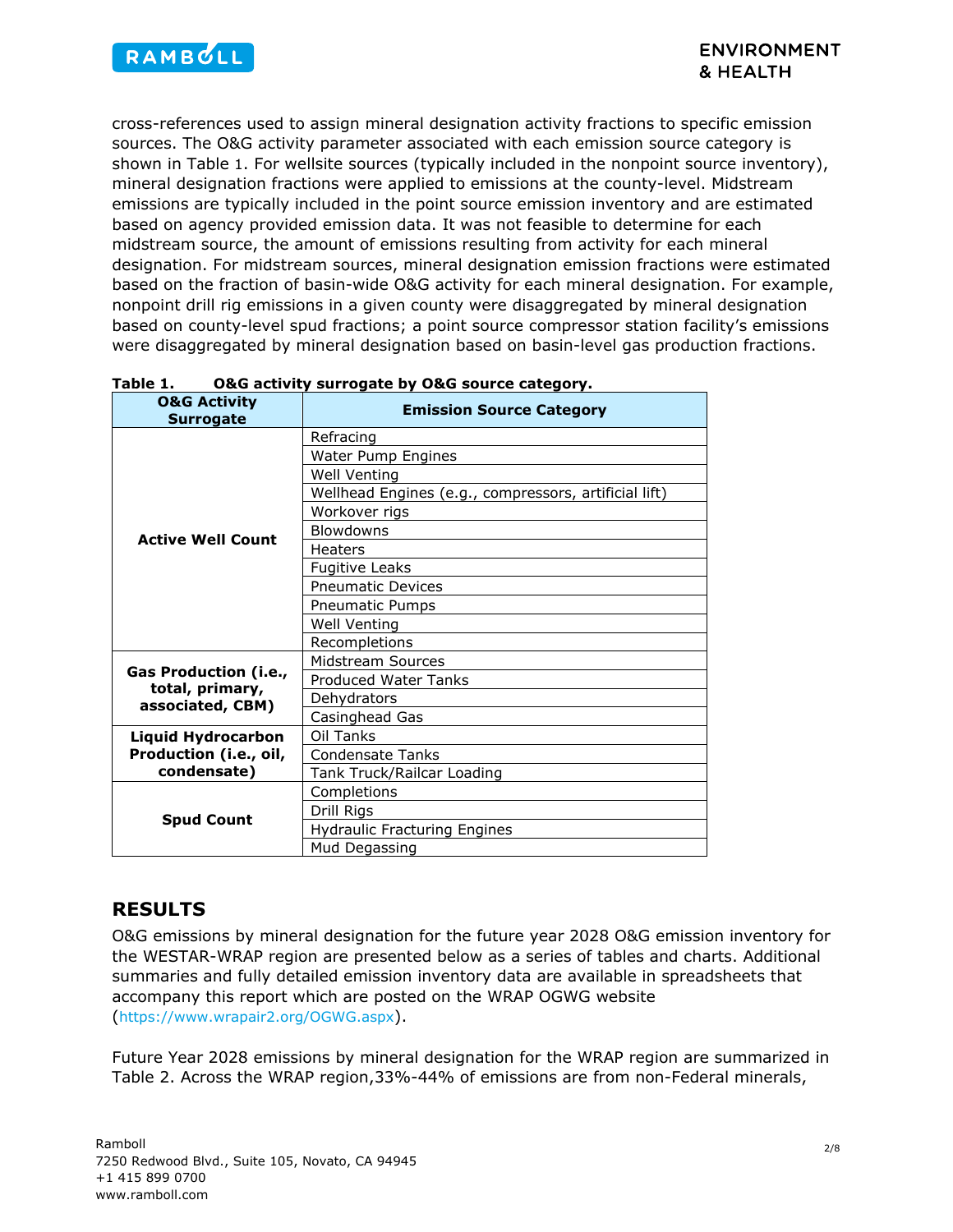cross-references used to assign mineral designation activity fractions to specific emission sources. The O&G activity parameter associated with each emission source category is shown in Table 1. For wellsite sources (typically included in the nonpoint source inventory), mineral designation fractions were applied to emissions at the county-level. Midstream emissions are typically included in the point source emission inventory and are estimated based on agency provided emission data. It was not feasible to determine for each midstream source, the amount of emissions resulting from activity for each mineral designation. For midstream sources, mineral designation emission fractions were estimated based on the fraction of basin-wide O&G activity for each mineral designation. For example, nonpoint drill rig emissions in a given county were disaggregated by mineral designation based on county-level spud fractions; a point source compressor station facility's emissions were disaggregated by mineral designation based on basin-level gas production fractions.

**Table 1. O&G activity surrogate by O&G source category.**

| O&G Activity Surrogate | Emission Source Category |
|---|---|
| **Active Well Count** | Refracing |
| | Water Pump Engines |
| | Well Venting |
| | Wellhead Engines (e.g., compressors, artificial lift) |
| | Workover rigs |
| | Blowdowns |
| | Heaters |
| | Fugitive Leaks |
| | Pneumatic Devices |
| | Pneumatic Pumps |
| | Well Venting |
| | Recompletions |
| **Gas Production (i.e., total, primary, associated, CBM)** | Midstream Sources |
| | Produced Water Tanks |
| | Dehydrators |
| | Casinghead Gas |
| **Liquid Hydrocarbon Production (i.e., oil, condensate)** | Oil Tanks |
| | Condensate Tanks |
| | Tank Truck/Railcar Loading |
| **Spud Count** | Completions |
| | Drill Rigs |
| | Hydraulic Fracturing Engines |
| | Mud Degassing |

## RESULTS

O&G emissions by mineral designation for the future year 2028 O&G emission inventory for the WESTAR-WRAP region are presented below as a series of tables and charts. Additional summaries and fully detailed emission inventory data are available in spreadsheets that accompany this report which are posted on the WRAP OGWG website (https://www.wrapair2.org/OGWG.aspx).

Future Year 2028 emissions by mineral designation for the WRAP region are summarized in Table 2. Across the WRAP region,33%-44% of emissions are from non-Federal minerals,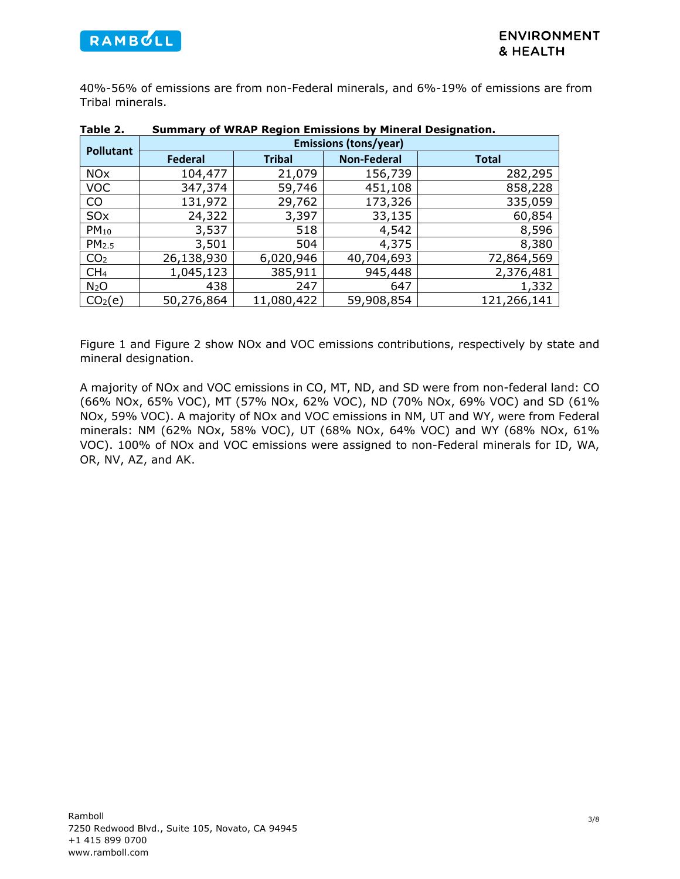40%-56% of emissions are from non-Federal minerals, and 6%-19% of emissions are from Tribal minerals.

**Table 2. Summary of WRAP Region Emissions by Mineral Designation.**

| Pollutant | Emissions (tons/year) | | | |
|---|---|---|---|---|
| | Federal | Tribal | Non-Federal | Total |
| NOx | 104,477 | 21,079 | 156,739 | 282,295 |
| VOC | 347,374 | 59,746 | 451,108 | 858,228 |
| CO | 131,972 | 29,762 | 173,326 | 335,059 |
| SOx | 24,322 | 3,397 | 33,135 | 60,854 |
| $PM_{10}$ | 3,537 | 518 | 4,542 | 8,596 |
| $PM_{2.5}$ | 3,501 | 504 | 4,375 | 8,380 |
| $CO_2$ | 26,138,930 | 6,020,946 | 40,704,693 | 72,864,569 |
| $CH_4$ | 1,045,123 | 385,911 | 945,448 | 2,376,481 |
| $N_2O$ | 438 | 247 | 647 | 1,332 |
| $CO_2(e)$ | 50,276,864 | 11,080,422 | 59,908,854 | 121,266,141 |

Figure 1 and Figure 2 show NOx and VOC emissions contributions, respectively by state and mineral designation.

A majority of NOx and VOC emissions in CO, MT, ND, and SD were from non-federal land: CO (66% NOx, 65% VOC), MT (57% NOx, 62% VOC), ND (70% NOx, 69% VOC) and SD (61% NOx, 59% VOC). A majority of NOx and VOC emissions in NM, UT and WY, were from Federal minerals: NM (62% NOx, 58% VOC), UT (68% NOx, 64% VOC) and WY (68% NOx, 61% VOC). 100% of NOx and VOC emissions were assigned to non-Federal minerals for ID, WA, OR, NV, AZ, and AK.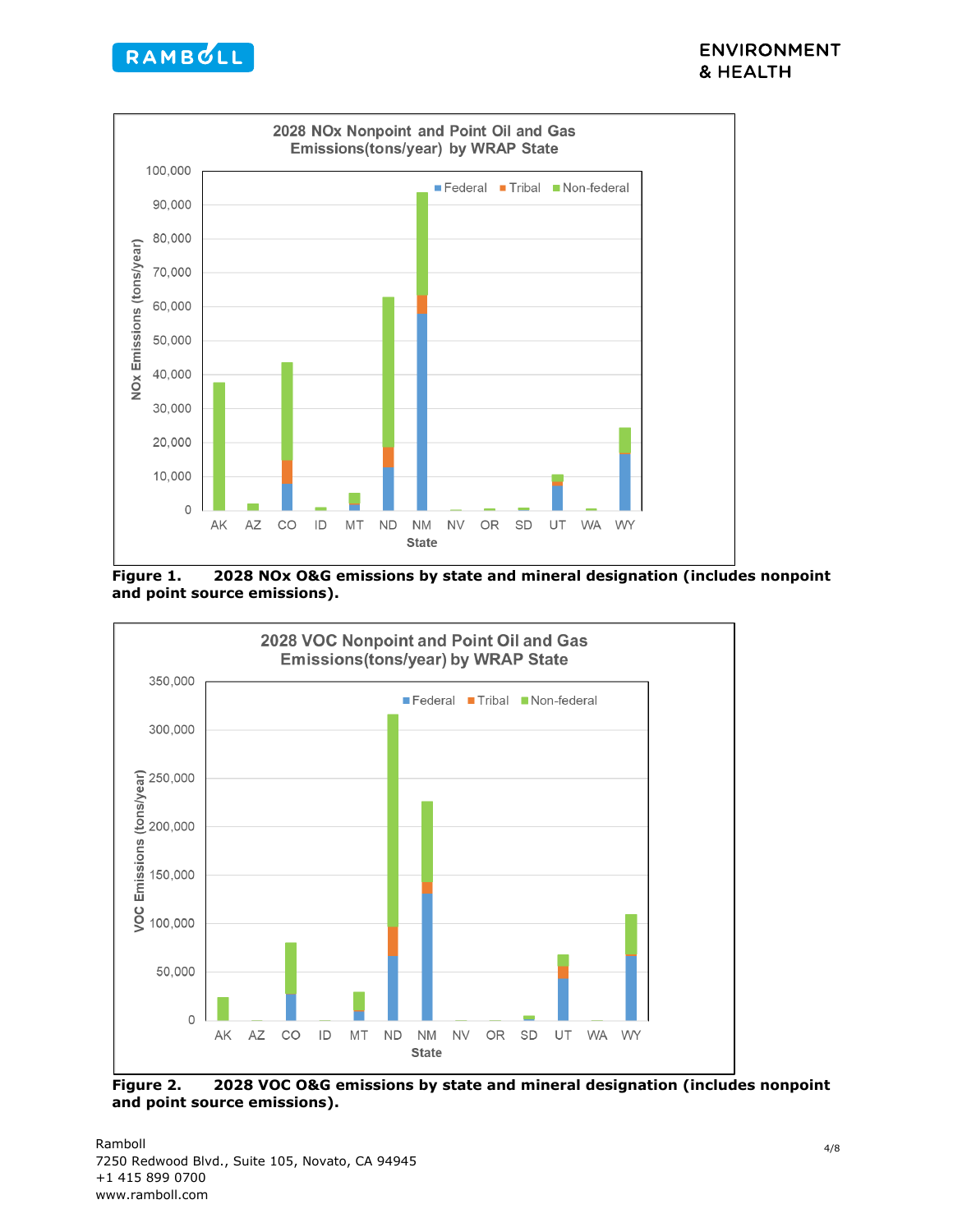**Figure 1. 2028 NOx O&G emissions by state and mineral designation (includes nonpoint and point source emissions).**

**Figure 2. 2028 VOC O&G emissions by state and mineral designation (includes nonpoint and point source emissions).**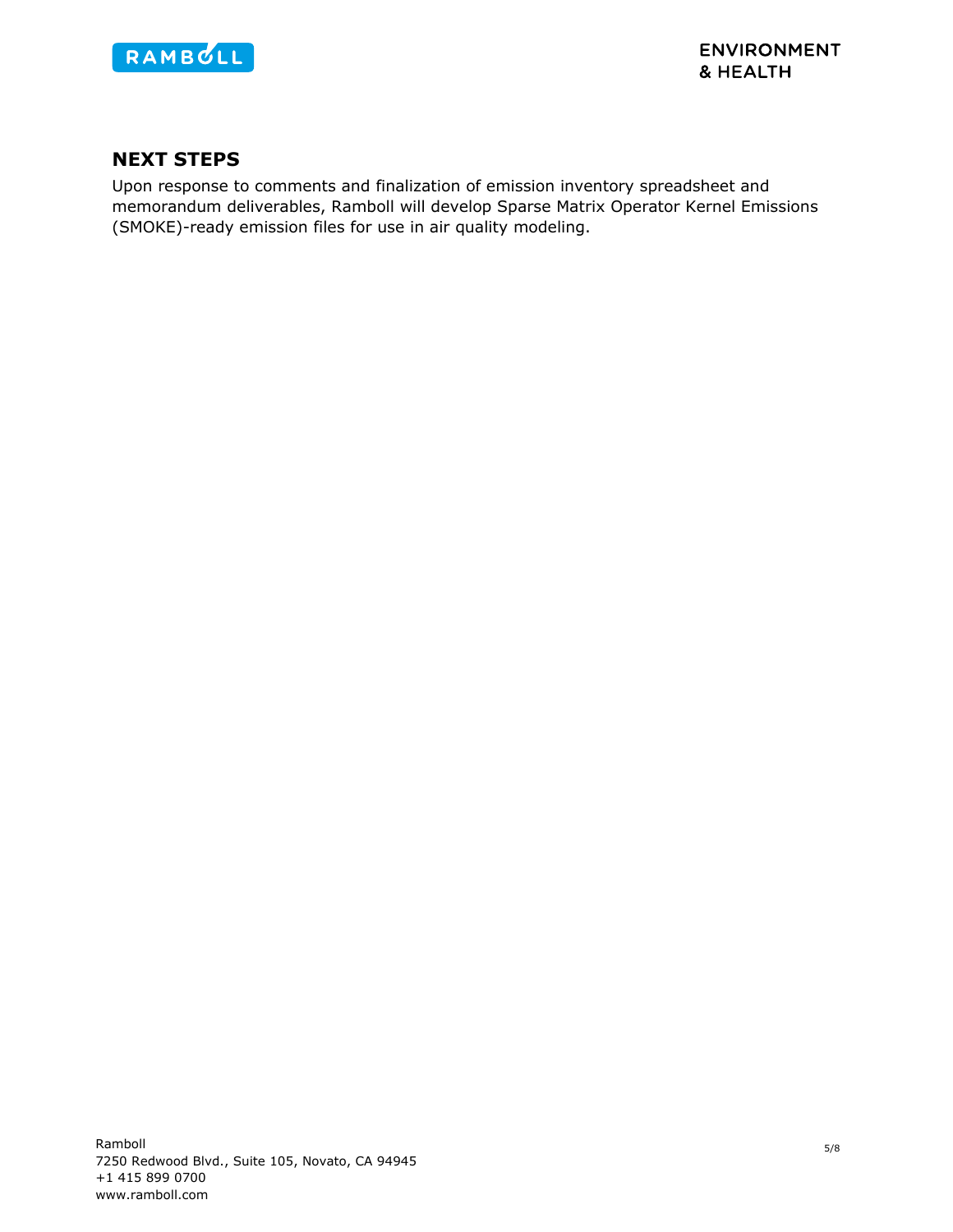## NEXT STEPS

Upon response to comments and finalization of emission inventory spreadsheet and memorandum deliverables, Ramboll will develop Sparse Matrix Operator Kernel Emissions (SMOKE)-ready emission files for use in air quality modeling.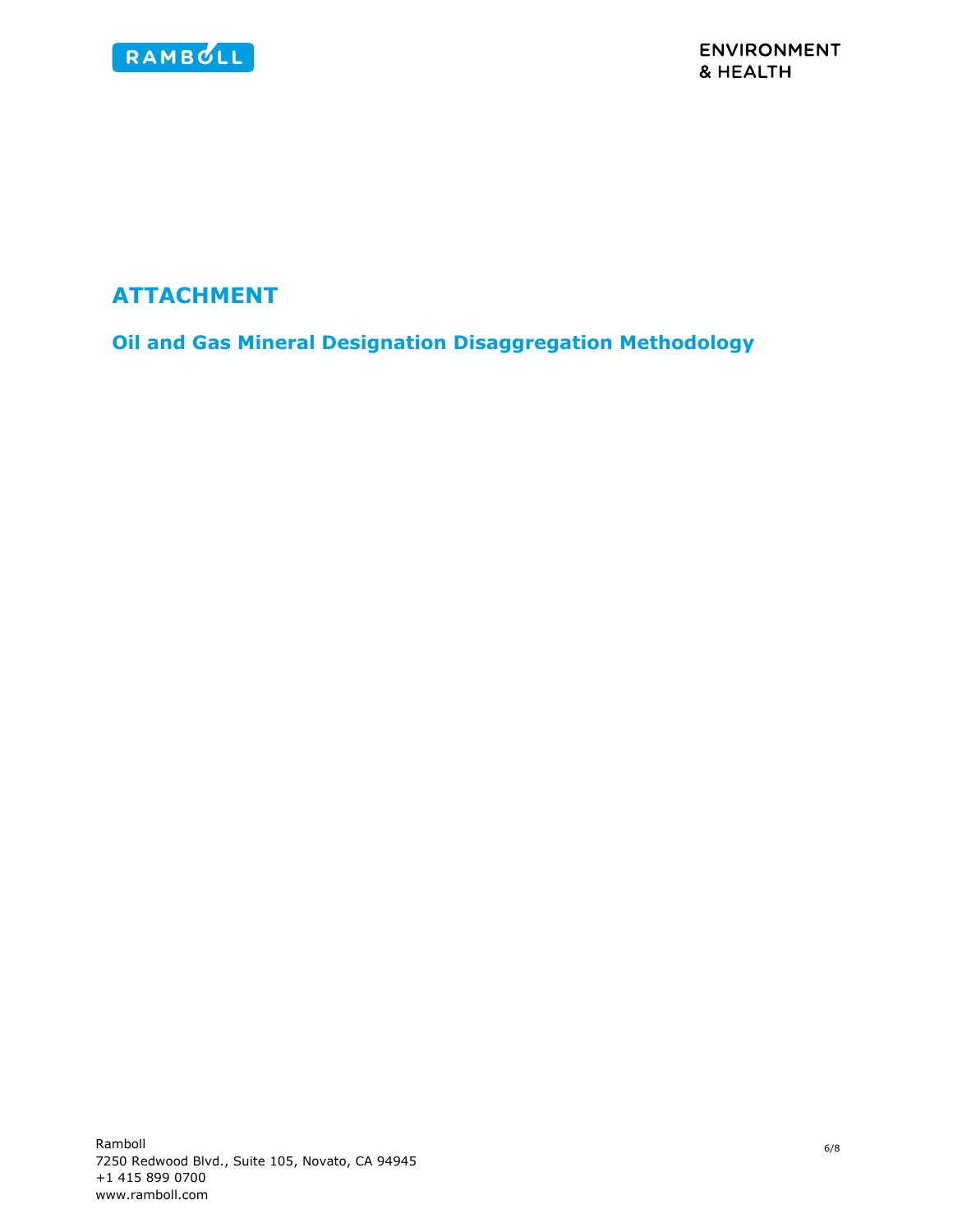# ATTACHMENT

## Oil and Gas Mineral Designation Disaggregation Methodology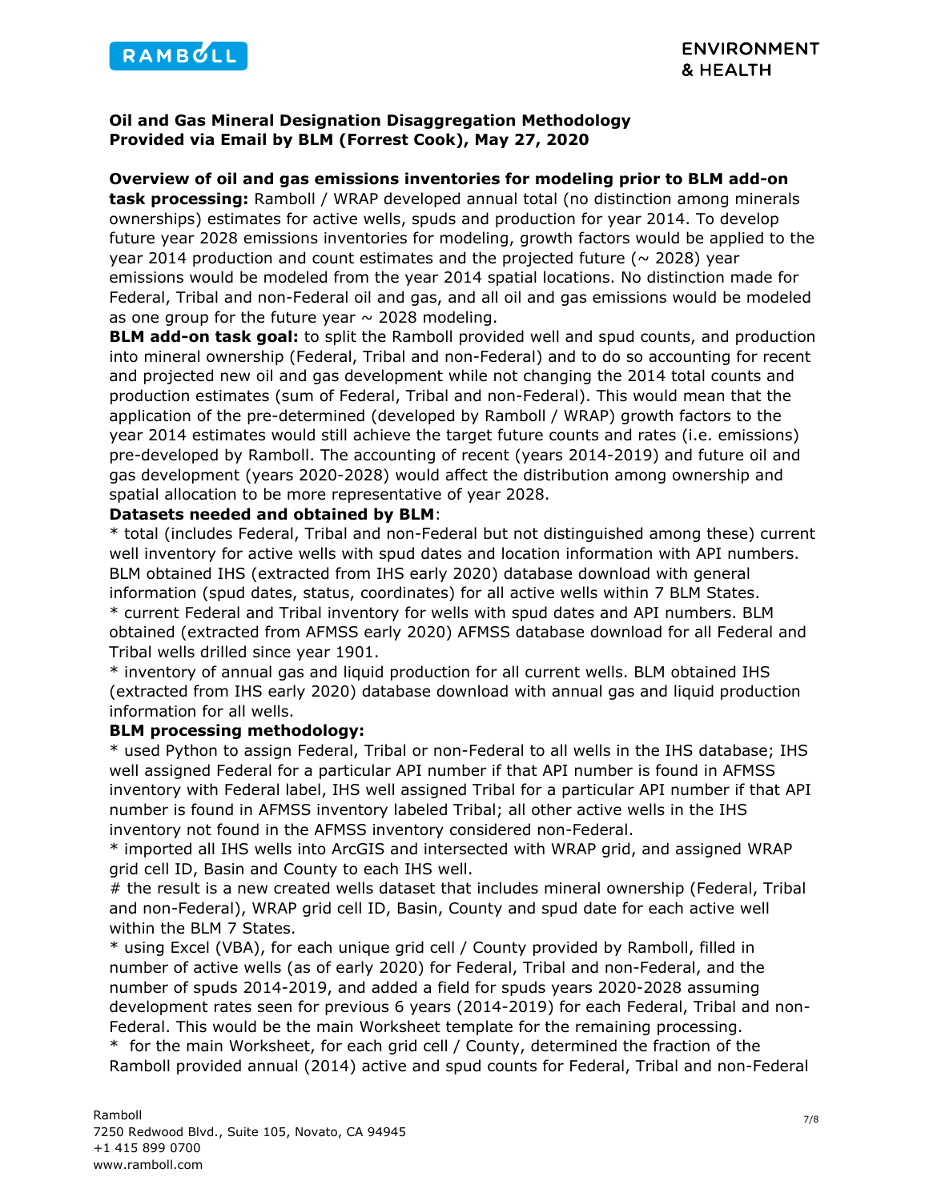**Oil and Gas Mineral Designation Disaggregation Methodology**
**Provided via Email by BLM (Forrest Cook), May 27, 2020**

**Overview of oil and gas emissions inventories for modeling prior to BLM add-on task processing:** Ramboll / WRAP developed annual total (no distinction among minerals ownerships) estimates for active wells, spuds and production for year 2014. To develop future year 2028 emissions inventories for modeling, growth factors would be applied to the year 2014 production and count estimates and the projected future (~ 2028) year emissions would be modeled from the year 2014 spatial locations. No distinction made for Federal, Tribal and non-Federal oil and gas, and all oil and gas emissions would be modeled as one group for the future year ~ 2028 modeling.

**BLM add-on task goal:** to split the Ramboll provided well and spud counts, and production into mineral ownership (Federal, Tribal and non-Federal) and to do so accounting for recent and projected new oil and gas development while not changing the 2014 total counts and production estimates (sum of Federal, Tribal and non-Federal). This would mean that the application of the pre-determined (developed by Ramboll / WRAP) growth factors to the year 2014 estimates would still achieve the target future counts and rates (i.e. emissions) pre-developed by Ramboll. The accounting of recent (years 2014-2019) and future oil and gas development (years 2020-2028) would affect the distribution among ownership and spatial allocation to be more representative of year 2028.

**Datasets needed and obtained by BLM**:

* total (includes Federal, Tribal and non-Federal but not distinguished among these) current well inventory for active wells with spud dates and location information with API numbers. BLM obtained IHS (extracted from IHS early 2020) database download with general information (spud dates, status, coordinates) for all active wells within 7 BLM States.
* current Federal and Tribal inventory for wells with spud dates and API numbers. BLM obtained (extracted from AFMSS early 2020) AFMSS database download for all Federal and Tribal wells drilled since year 1901.
* inventory of annual gas and liquid production for all current wells. BLM obtained IHS (extracted from IHS early 2020) database download with annual gas and liquid production information for all wells.

**BLM processing methodology:**

* used Python to assign Federal, Tribal or non-Federal to all wells in the IHS database; IHS well assigned Federal for a particular API number if that API number is found in AFMSS inventory with Federal label, IHS well assigned Tribal for a particular API number if that API number is found in AFMSS inventory labeled Tribal; all other active wells in the IHS inventory not found in the AFMSS inventory considered non-Federal.
* imported all IHS wells into ArcGIS and intersected with WRAP grid, and assigned WRAP grid cell ID, Basin and County to each IHS well.

# the result is a new created wells dataset that includes mineral ownership (Federal, Tribal and non-Federal), WRAP grid cell ID, Basin, County and spud date for each active well within the BLM 7 States.

* using Excel (VBA), for each unique grid cell / County provided by Ramboll, filled in number of active wells (as of early 2020) for Federal, Tribal and non-Federal, and the number of spuds 2014-2019, and added a field for spuds years 2020-2028 assuming development rates seen for previous 6 years (2014-2019) for each Federal, Tribal and non-Federal. This would be the main Worksheet template for the remaining processing.
* for the main Worksheet, for each grid cell / County, determined the fraction of the Ramboll provided annual (2014) active and spud counts for Federal, Tribal and non-Federal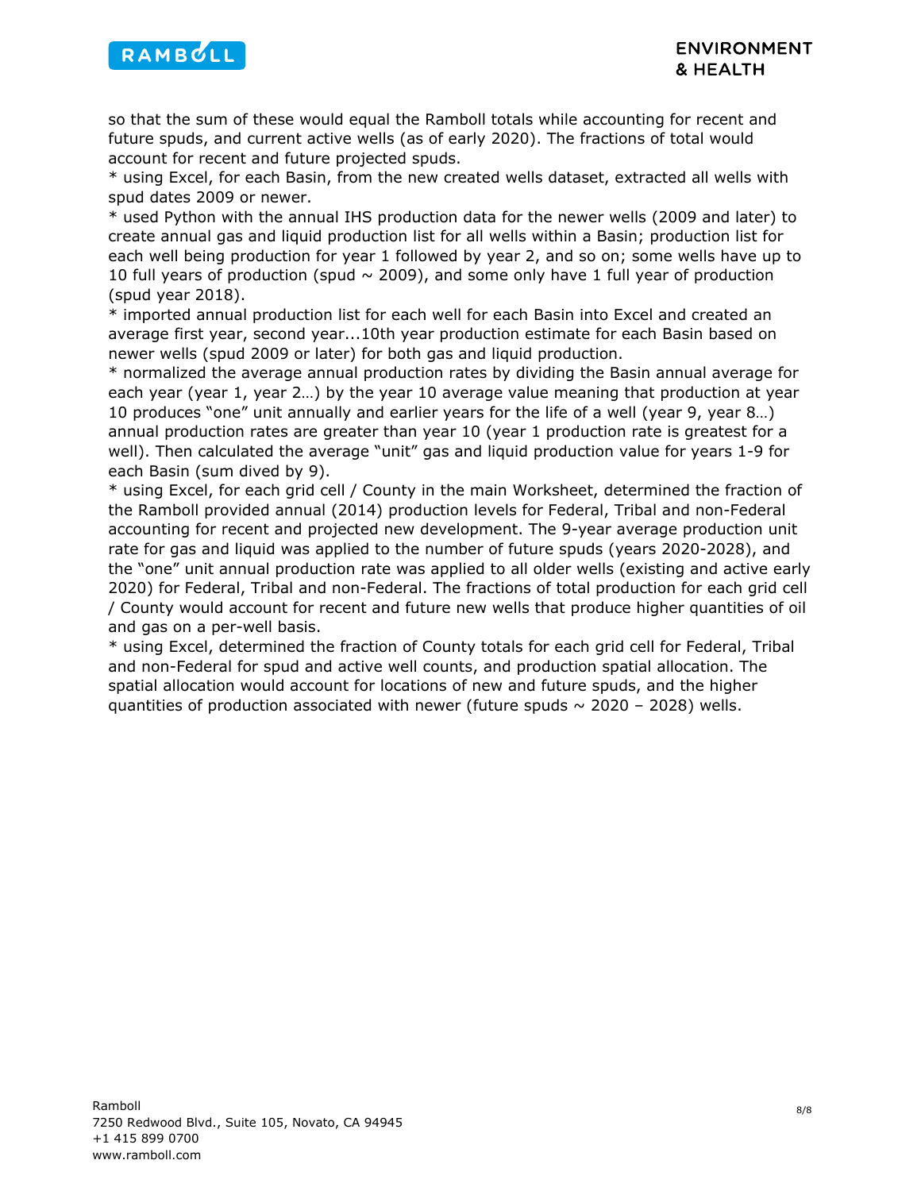so that the sum of these would equal the Ramboll totals while accounting for recent and future spuds, and current active wells (as of early 2020). The fractions of total would account for recent and future projected spuds.

* using Excel, for each Basin, from the new created wells dataset, extracted all wells with spud dates 2009 or newer.
* used Python with the annual IHS production data for the newer wells (2009 and later) to create annual gas and liquid production list for all wells within a Basin; production list for each well being production for year 1 followed by year 2, and so on; some wells have up to 10 full years of production (spud ~ 2009), and some only have 1 full year of production (spud year 2018).
* imported annual production list for each well for each Basin into Excel and created an average first year, second year...10th year production estimate for each Basin based on newer wells (spud 2009 or later) for both gas and liquid production.
* normalized the average annual production rates by dividing the Basin annual average for each year (year 1, year 2…) by the year 10 average value meaning that production at year 10 produces "one" unit annually and earlier years for the life of a well (year 9, year 8…) annual production rates are greater than year 10 (year 1 production rate is greatest for a well). Then calculated the average "unit" gas and liquid production value for years 1-9 for each Basin (sum dived by 9).
* using Excel, for each grid cell / County in the main Worksheet, determined the fraction of the Ramboll provided annual (2014) production levels for Federal, Tribal and non-Federal accounting for recent and projected new development. The 9-year average production unit rate for gas and liquid was applied to the number of future spuds (years 2020-2028), and the "one" unit annual production rate was applied to all older wells (existing and active early 2020) for Federal, Tribal and non-Federal. The fractions of total production for each grid cell / County would account for recent and future new wells that produce higher quantities of oil and gas on a per-well basis.
* using Excel, determined the fraction of County totals for each grid cell for Federal, Tribal and non-Federal for spud and active well counts, and production spatial allocation. The spatial allocation would account for locations of new and future spuds, and the higher quantities of production associated with newer (future spuds ~ 2020 – 2028) wells.